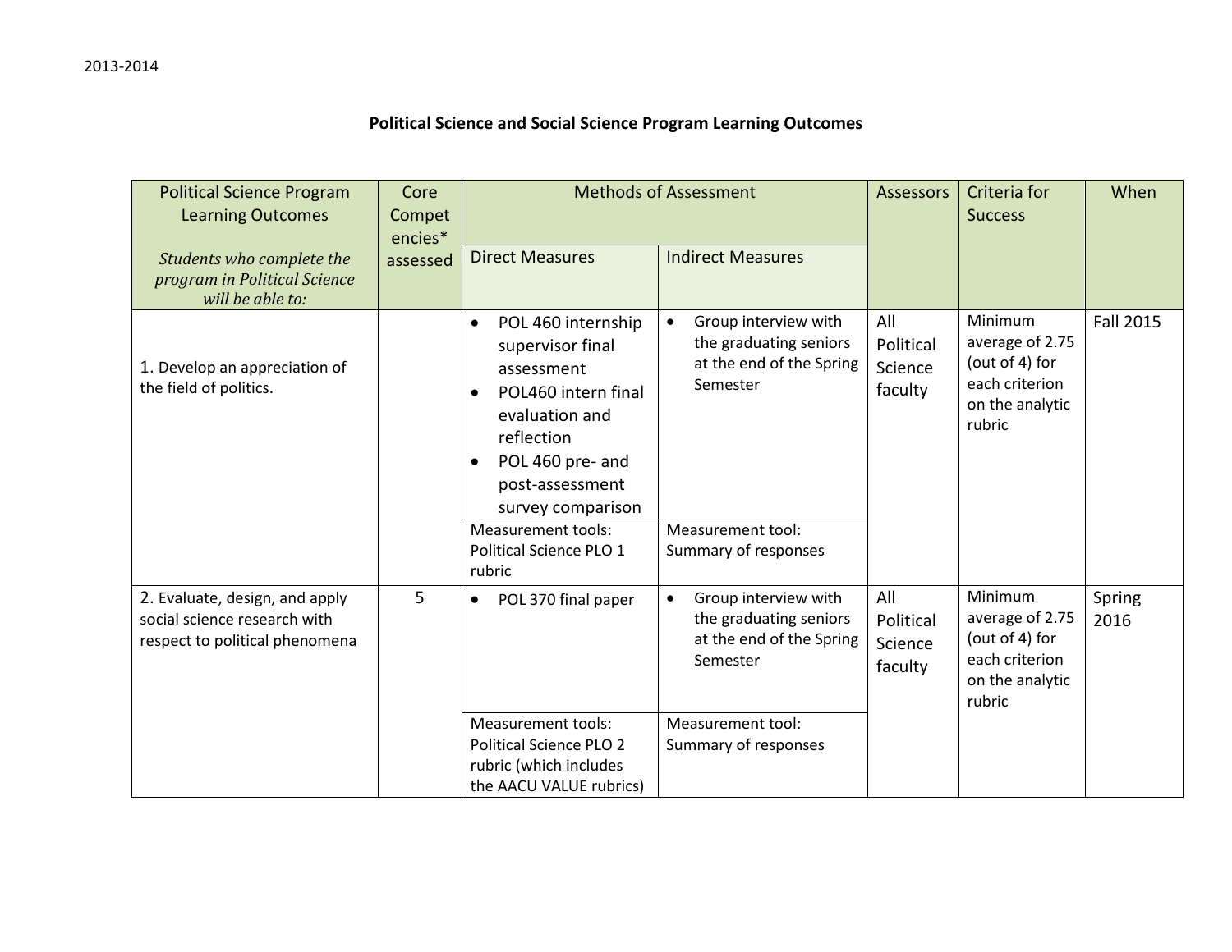2013-2014

# Political Science and Social Science Program Learning Outcomes

| Political Science Program Learning Outcomes<br>*Students who complete the program in Political Science will be able to:* | Core Competencies* assessed | Methods of Assessment | | Assessors | Criteria for Success | When |
|---|---|---|---|---|---|---|
| | | Direct Measures | Indirect Measures | | | |
| 1. Develop an appreciation of the field of politics. | | • POL 460 internship supervisor final assessment<br>• POL460 intern final evaluation and reflection<br>• POL 460 pre- and post-assessment survey comparison | • Group interview with the graduating seniors at the end of the Spring Semester | All Political Science faculty | Minimum average of 2.75 (out of 4) for each criterion on the analytic rubric | Fall 2015 |
| | | Measurement tools: Political Science PLO 1 rubric | Measurement tool: Summary of responses | | | |
| 2. Evaluate, design, and apply social science research with respect to political phenomena | 5 | • POL 370 final paper | • Group interview with the graduating seniors at the end of the Spring Semester | All Political Science faculty | Minimum average of 2.75 (out of 4) for each criterion on the analytic rubric | Spring 2016 |
| | | Measurement tools: Political Science PLO 2 rubric (which includes the AACU VALUE rubrics) | Measurement tool: Summary of responses | | | |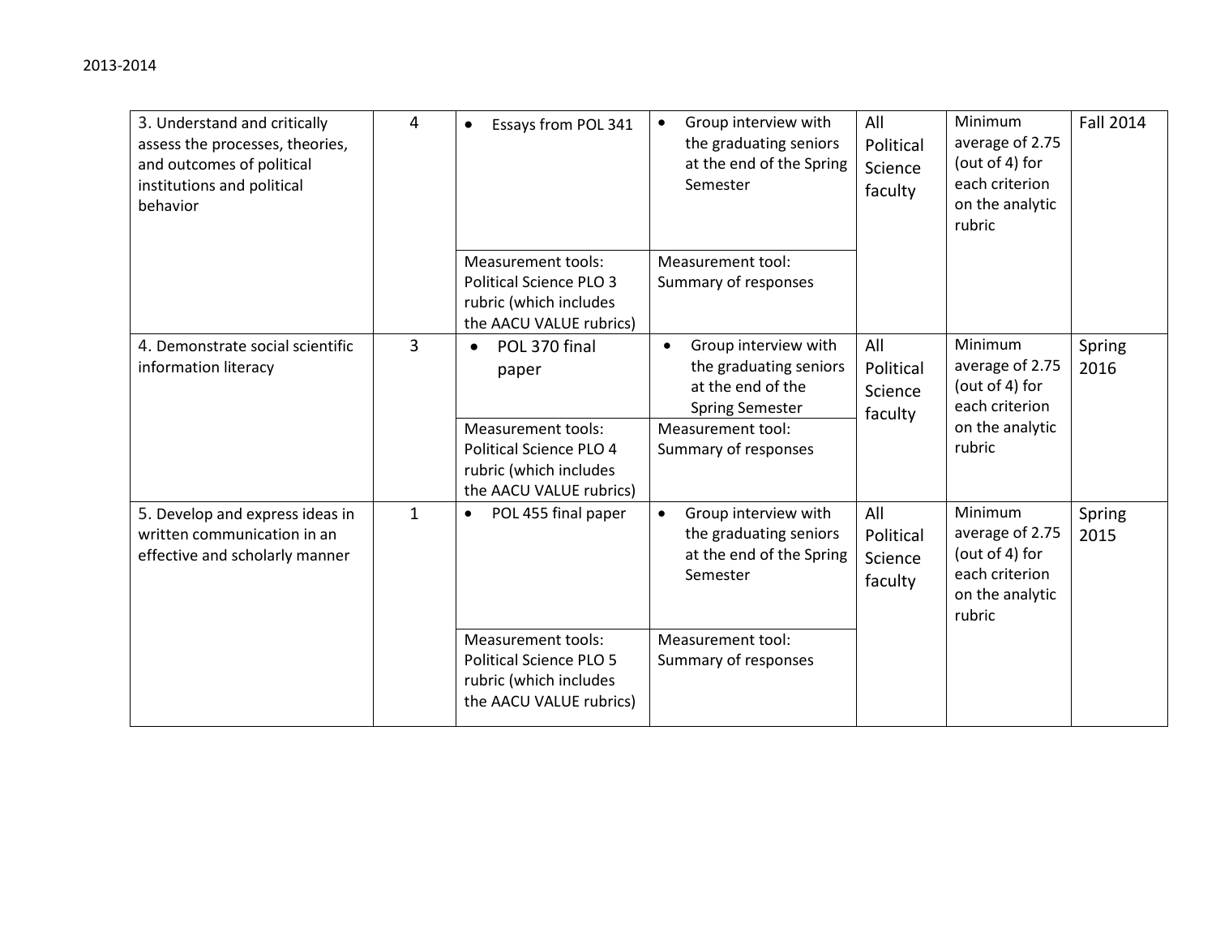| | | | | | | |
|---|---|---|---|---|---|---|
| 3. Understand and critically assess the processes, theories, and outcomes of political institutions and political behavior | 4 | • Essays from POL 341 | • Group interview with the graduating seniors at the end of the Spring Semester | All Political Science faculty | Minimum average of 2.75 (out of 4) for each criterion on the analytic rubric | Fall 2014 |
| | | Measurement tools: Political Science PLO 3 rubric (which includes the AACU VALUE rubrics) | Measurement tool: Summary of responses | | | |
| 4. Demonstrate social scientific information literacy | 3 | • POL 370 final paper | • Group interview with the graduating seniors at the end of the Spring Semester | All Political Science faculty | Minimum average of 2.75 (out of 4) for each criterion on the analytic rubric | Spring 2016 |
| | | Measurement tools: Political Science PLO 4 rubric (which includes the AACU VALUE rubrics) | Measurement tool: Summary of responses | | | |
| 5. Develop and express ideas in written communication in an effective and scholarly manner | 1 | • POL 455 final paper | • Group interview with the graduating seniors at the end of the Spring Semester | All Political Science faculty | Minimum average of 2.75 (out of 4) for each criterion on the analytic rubric | Spring 2015 |
| | | Measurement tools: Political Science PLO 5 rubric (which includes the AACU VALUE rubrics) | Measurement tool: Summary of responses | | | |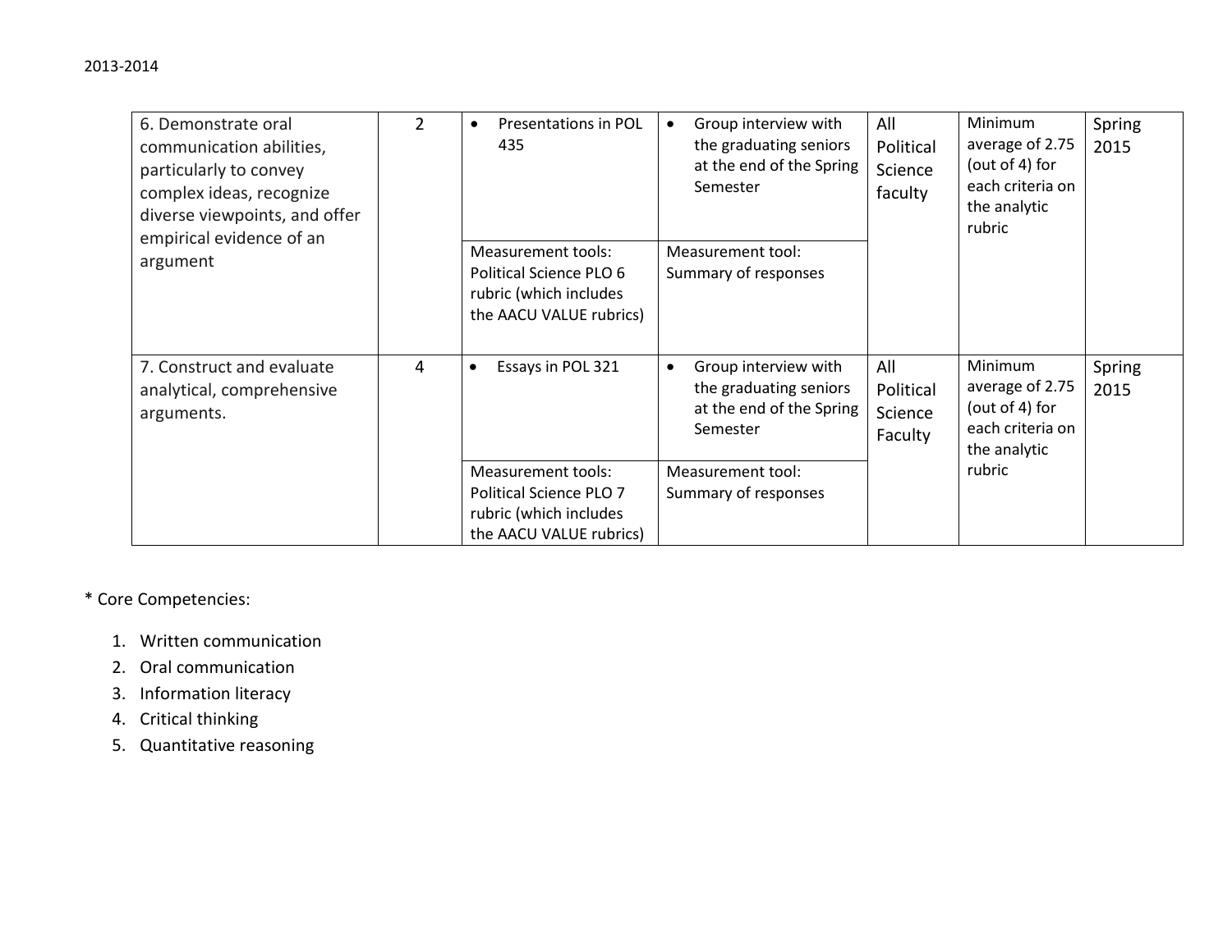| | | | | | | |
|---|---|---|---|---|---|---|
| 6. Demonstrate oral communication abilities, particularly to convey complex ideas, recognize diverse viewpoints, and offer empirical evidence of an argument | 2 | • Presentations in POL 435<br><br>Measurement tools: Political Science PLO 6 rubric (which includes the AACU VALUE rubrics) | • Group interview with the graduating seniors at the end of the Spring Semester<br><br>Measurement tool: Summary of responses | All Political Science faculty | Minimum average of 2.75 (out of 4) for each criteria on the analytic rubric | Spring 2015 |
| 7. Construct and evaluate analytical, comprehensive arguments. | 4 | • Essays in POL 321<br><br>Measurement tools: Political Science PLO 7 rubric (which includes the AACU VALUE rubrics) | • Group interview with the graduating seniors at the end of the Spring Semester<br><br>Measurement tool: Summary of responses | All Political Science Faculty | Minimum average of 2.75 (out of 4) for each criteria on the analytic rubric | Spring 2015 |

* Core Competencies:

1. Written communication
2. Oral communication
3. Information literacy
4. Critical thinking
5. Quantitative reasoning